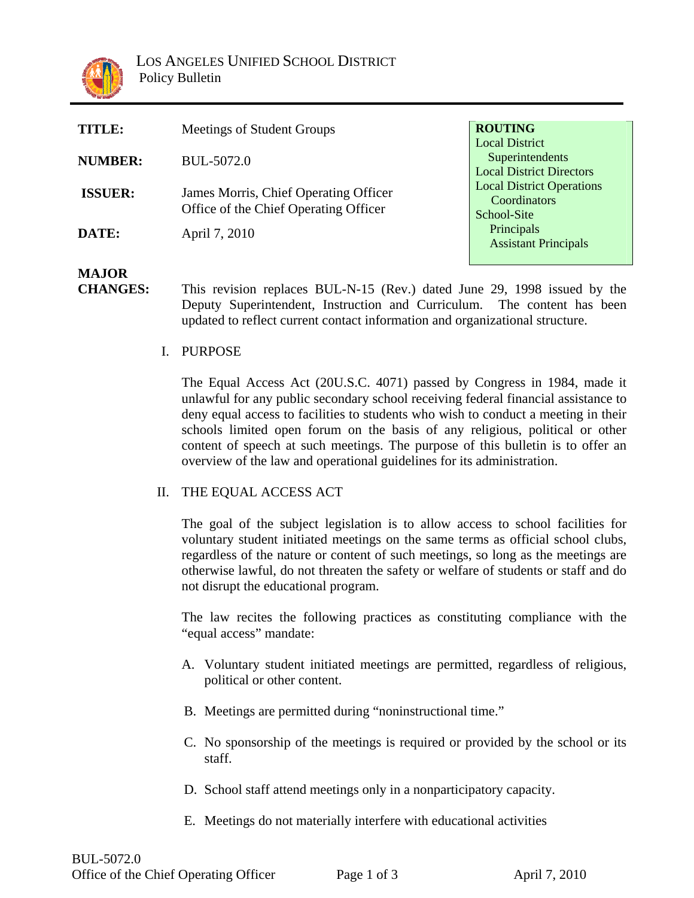LOS ANGELES UNIFIED SCHOOL DISTRICT
Policy Bulletin

| | | |
|---|---|---|
| **TITLE:** | Meetings of Student Groups | **ROUTING** |
| **NUMBER:** | BUL-5072.0 | Local District Superintendents<br>Local District Directors<br>Local District Operations Coordinators<br>School-Site Principals<br>Assistant Principals |
| **ISSUER:** | James Morris, Chief Operating Officer<br>Office of the Chief Operating Officer | |
| **DATE:** | April 7, 2010 | |

**MAJOR CHANGES:** This revision replaces BUL-N-15 (Rev.) dated June 29, 1998 issued by the Deputy Superintendent, Instruction and Curriculum. The content has been updated to reflect current contact information and organizational structure.

## I. PURPOSE

The Equal Access Act (20U.S.C. 4071) passed by Congress in 1984, made it unlawful for any public secondary school receiving federal financial assistance to deny equal access to facilities to students who wish to conduct a meeting in their schools limited open forum on the basis of any religious, political or other content of speech at such meetings. The purpose of this bulletin is to offer an overview of the law and operational guidelines for its administration.

## II. THE EQUAL ACCESS ACT

The goal of the subject legislation is to allow access to school facilities for voluntary student initiated meetings on the same terms as official school clubs, regardless of the nature or content of such meetings, so long as the meetings are otherwise lawful, do not threaten the safety or welfare of students or staff and do not disrupt the educational program.

The law recites the following practices as constituting compliance with the "equal access" mandate:

A. Voluntary student initiated meetings are permitted, regardless of religious, political or other content.

B. Meetings are permitted during "noninstructional time."

C. No sponsorship of the meetings is required or provided by the school or its staff.

D. School staff attend meetings only in a nonparticipatory capacity.

E. Meetings do not materially interfere with educational activities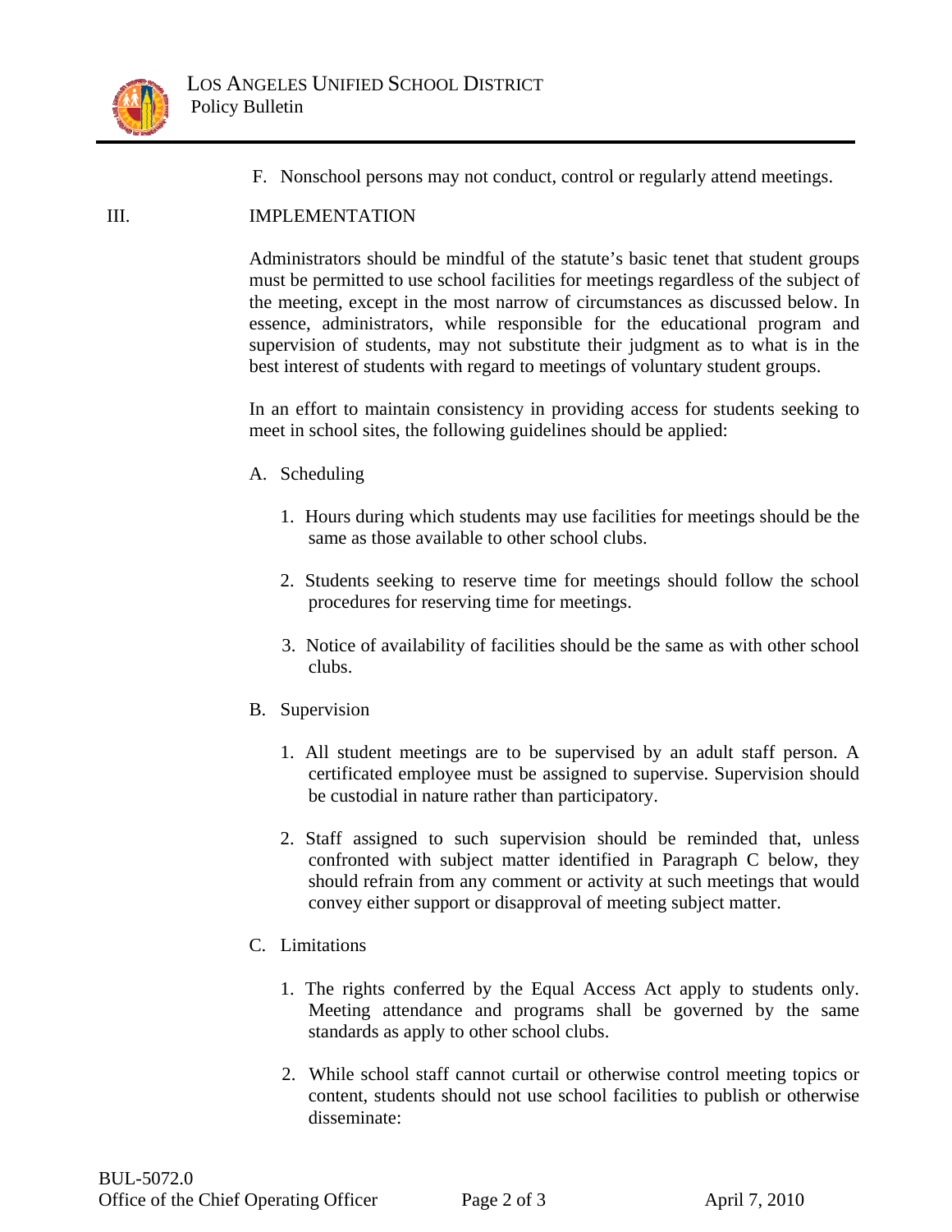F. Nonschool persons may not conduct, control or regularly attend meetings.

## III. IMPLEMENTATION

Administrators should be mindful of the statute's basic tenet that student groups must be permitted to use school facilities for meetings regardless of the subject of the meeting, except in the most narrow of circumstances as discussed below. In essence, administrators, while responsible for the educational program and supervision of students, may not substitute their judgment as to what is in the best interest of students with regard to meetings of voluntary student groups.

In an effort to maintain consistency in providing access for students seeking to meet in school sites, the following guidelines should be applied:

A. Scheduling

1. Hours during which students may use facilities for meetings should be the same as those available to other school clubs.

2. Students seeking to reserve time for meetings should follow the school procedures for reserving time for meetings.

3. Notice of availability of facilities should be the same as with other school clubs.

B. Supervision

1. All student meetings are to be supervised by an adult staff person. A certificated employee must be assigned to supervise. Supervision should be custodial in nature rather than participatory.

2. Staff assigned to such supervision should be reminded that, unless confronted with subject matter identified in Paragraph C below, they should refrain from any comment or activity at such meetings that would convey either support or disapproval of meeting subject matter.

C. Limitations

1. The rights conferred by the Equal Access Act apply to students only. Meeting attendance and programs shall be governed by the same standards as apply to other school clubs.

2. While school staff cannot curtail or otherwise control meeting topics or content, students should not use school facilities to publish or otherwise disseminate: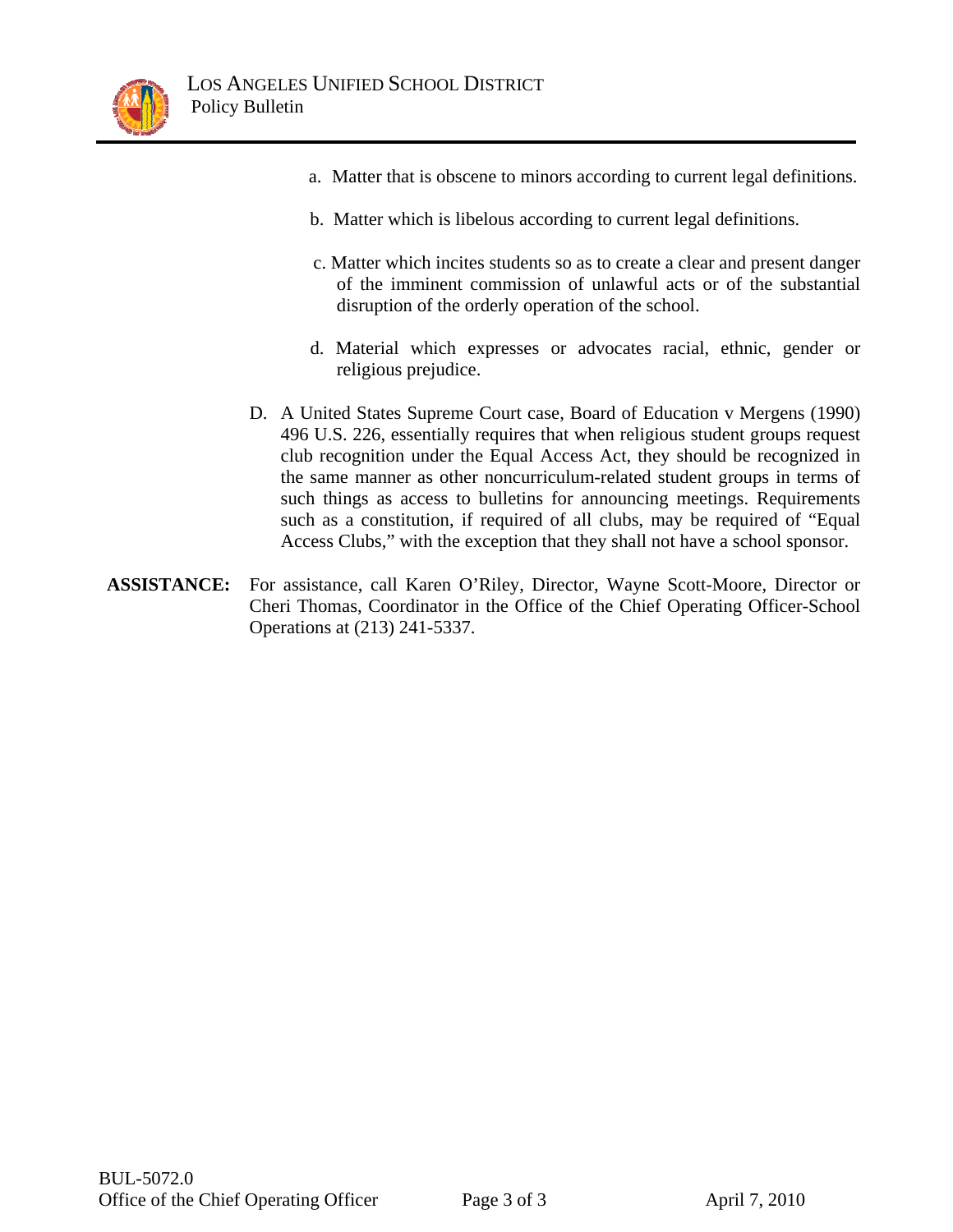a. Matter that is obscene to minors according to current legal definitions.

b. Matter which is libelous according to current legal definitions.

c. Matter which incites students so as to create a clear and present danger of the imminent commission of unlawful acts or of the substantial disruption of the orderly operation of the school.

d. Material which expresses or advocates racial, ethnic, gender or religious prejudice.

D. A United States Supreme Court case, Board of Education v Mergens (1990) 496 U.S. 226, essentially requires that when religious student groups request club recognition under the Equal Access Act, they should be recognized in the same manner as other noncurriculum-related student groups in terms of such things as access to bulletins for announcing meetings. Requirements such as a constitution, if required of all clubs, may be required of "Equal Access Clubs," with the exception that they shall not have a school sponsor.

**ASSISTANCE:** For assistance, call Karen O'Riley, Director, Wayne Scott-Moore, Director or Cheri Thomas, Coordinator in the Office of the Chief Operating Officer-School Operations at (213) 241-5337.